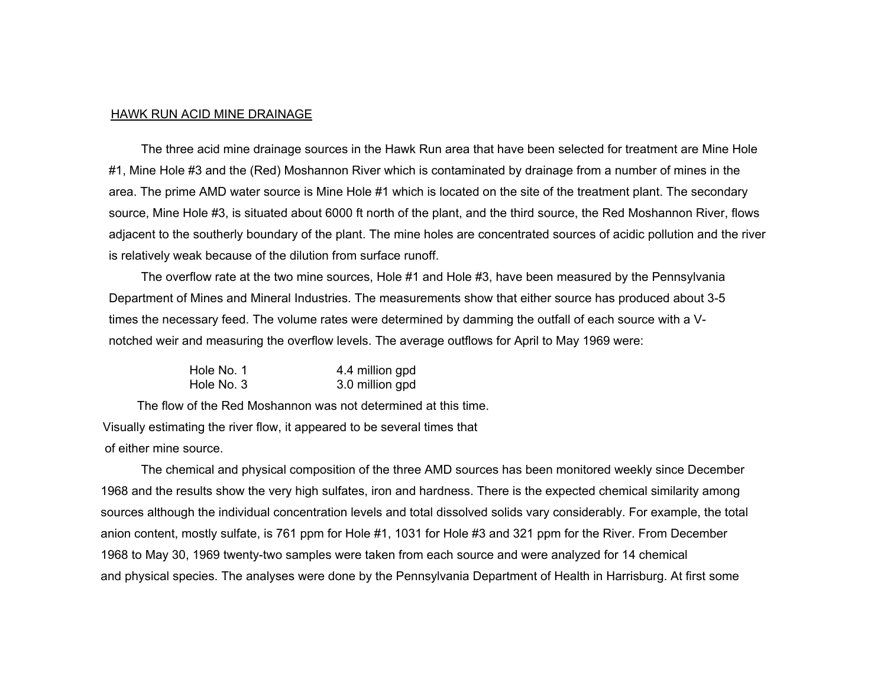## HAWK RUN ACID MINE DRAINAGE

The three acid mine drainage sources in the Hawk Run area that have been selected for treatment are Mine Hole #1, Mine Hole #3 and the (Red) Moshannon River which is contaminated by drainage from a number of mines in the area. The prime AMD water source is Mine Hole #1 which is located on the site of the treatment plant. The secondary source, Mine Hole #3, is situated about 6000 ft north of the plant, and the third source, the Red Moshannon River, flows adjacent to the southerly boundary of the plant. The mine holes are concentrated sources of acidic pollution and the river is relatively weak because of the dilution from surface runoff.

The overflow rate at the two mine sources, Hole #1 and Hole #3, have been measured by the Pennsylvania Department of Mines and Mineral Industries. The measurements show that either source has produced about 3-5 times the necessary feed. The volume rates were determined by damming the outfall of each source with a V-notched weir and measuring the overflow levels. The average outflows for April to May 1969 were:

| | |
|---|---|
| Hole No. 1 | 4.4 million gpd |
| Hole No. 3 | 3.0 million gpd |

The flow of the Red Moshannon was not determined at this time. Visually estimating the river flow, it appeared to be several times that of either mine source.

The chemical and physical composition of the three AMD sources has been monitored weekly since December 1968 and the results show the very high sulfates, iron and hardness. There is the expected chemical similarity among sources although the individual concentration levels and total dissolved solids vary considerably. For example, the total anion content, mostly sulfate, is 761 ppm for Hole #1, 1031 for Hole #3 and 321 ppm for the River. From December 1968 to May 30, 1969 twenty-two samples were taken from each source and were analyzed for 14 chemical and physical species. The analyses were done by the Pennsylvania Department of Health in Harrisburg. At first some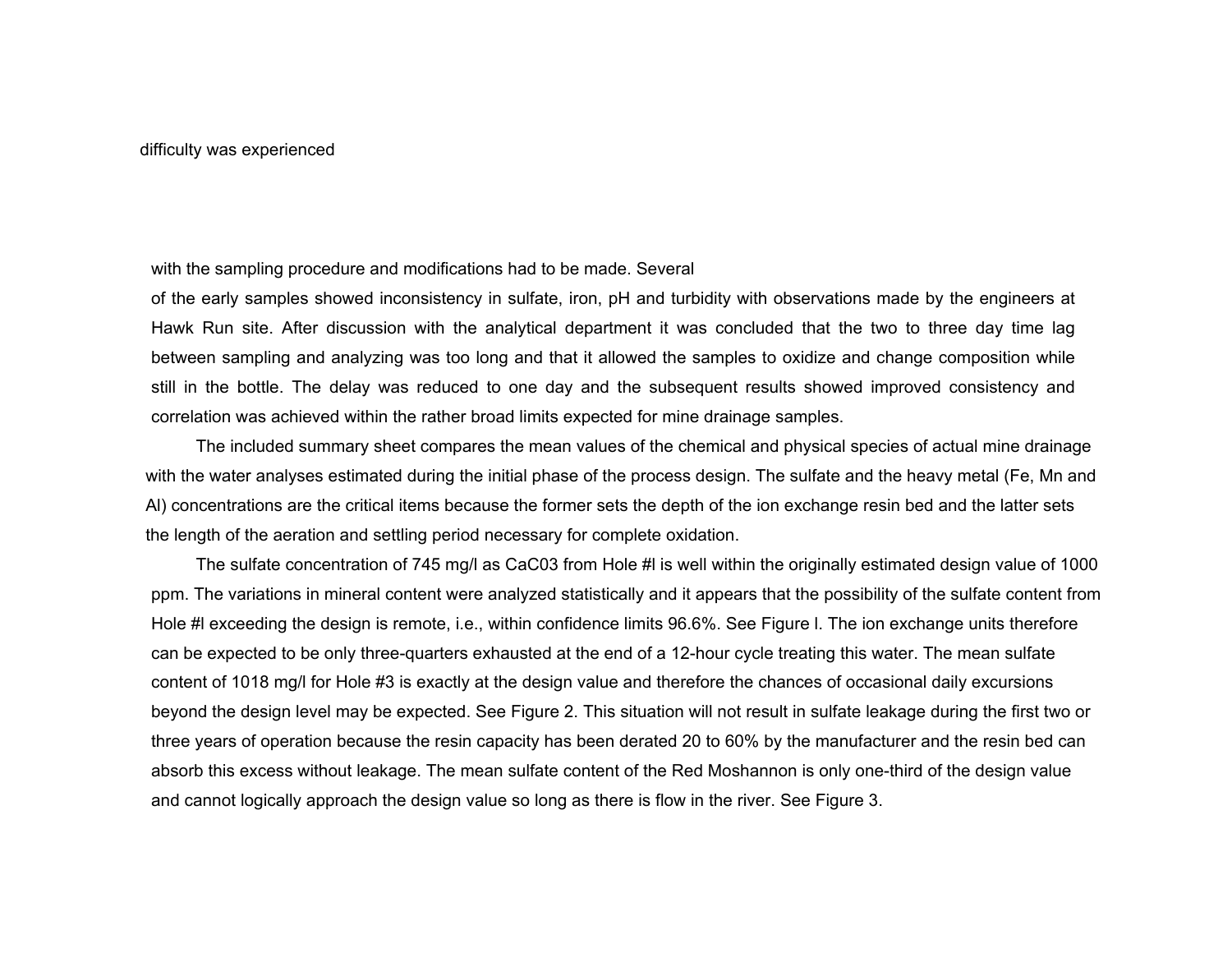difficulty was experienced

with the sampling procedure and modifications had to be made. Several of the early samples showed inconsistency in sulfate, iron, pH and turbidity with observations made by the engineers at Hawk Run site. After discussion with the analytical department it was concluded that the two to three day time lag between sampling and analyzing was too long and that it allowed the samples to oxidize and change composition while still in the bottle. The delay was reduced to one day and the subsequent results showed improved consistency and correlation was achieved within the rather broad limits expected for mine drainage samples.

The included summary sheet compares the mean values of the chemical and physical species of actual mine drainage with the water analyses estimated during the initial phase of the process design. The sulfate and the heavy metal (Fe, Mn and Al) concentrations are the critical items because the former sets the depth of the ion exchange resin bed and the latter sets the length of the aeration and settling period necessary for complete oxidation.

The sulfate concentration of 745 mg/l as $CaCO_3$ from Hole #l is well within the originally estimated design value of 1000 ppm. The variations in mineral content were analyzed statistically and it appears that the possibility of the sulfate content from Hole #l exceeding the design is remote, i.e., within confidence limits 96.6%. See Figure l. The ion exchange units therefore can be expected to be only three-quarters exhausted at the end of a 12-hour cycle treating this water. The mean sulfate content of 1018 mg/l for Hole #3 is exactly at the design value and therefore the chances of occasional daily excursions beyond the design level may be expected. See Figure 2. This situation will not result in sulfate leakage during the first two or three years of operation because the resin capacity has been derated 20 to 60% by the manufacturer and the resin bed can absorb this excess without leakage. The mean sulfate content of the Red Moshannon is only one-third of the design value and cannot logically approach the design value so long as there is flow in the river. See Figure 3.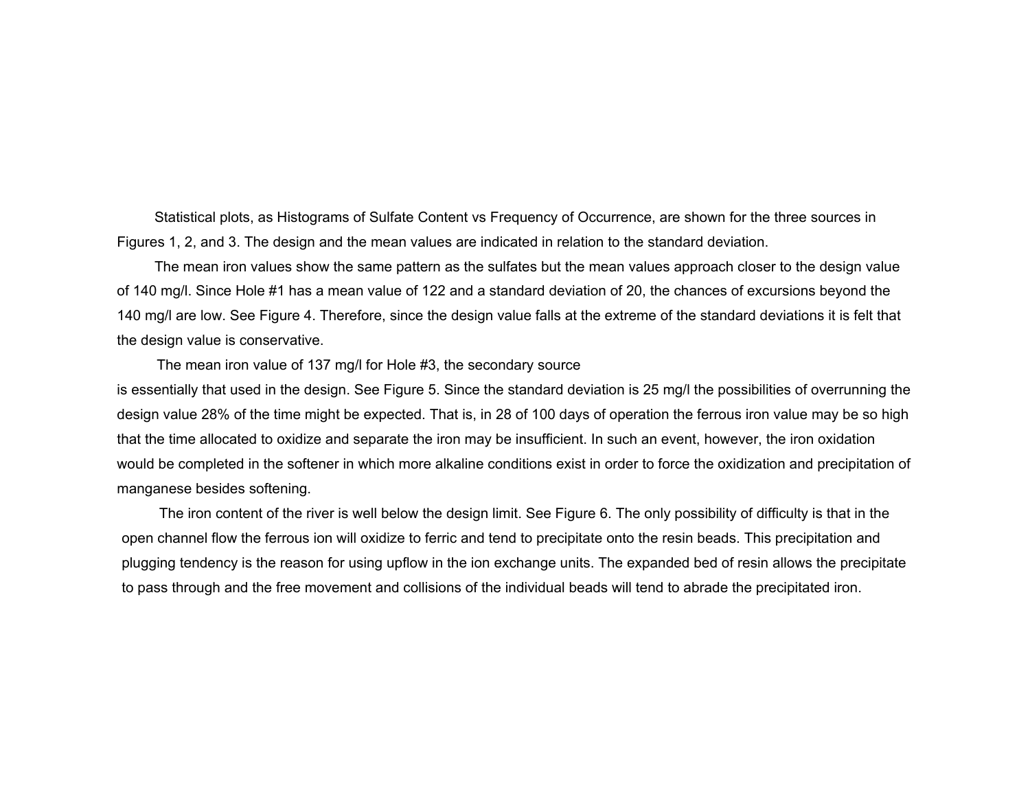Statistical plots, as Histograms of Sulfate Content vs Frequency of Occurrence, are shown for the three sources in Figures 1, 2, and 3. The design and the mean values are indicated in relation to the standard deviation.

The mean iron values show the same pattern as the sulfates but the mean values approach closer to the design value of 140 mg/l. Since Hole #1 has a mean value of 122 and a standard deviation of 20, the chances of excursions beyond the 140 mg/l are low. See Figure 4. Therefore, since the design value falls at the extreme of the standard deviations it is felt that the design value is conservative.

The mean iron value of 137 mg/l for Hole #3, the secondary source is essentially that used in the design. See Figure 5. Since the standard deviation is 25 mg/l the possibilities of overrunning the design value 28% of the time might be expected. That is, in 28 of 100 days of operation the ferrous iron value may be so high that the time allocated to oxidize and separate the iron may be insufficient. In such an event, however, the iron oxidation would be completed in the softener in which more alkaline conditions exist in order to force the oxidization and precipitation of manganese besides softening.

The iron content of the river is well below the design limit. See Figure 6. The only possibility of difficulty is that in the open channel flow the ferrous ion will oxidize to ferric and tend to precipitate onto the resin beads. This precipitation and plugging tendency is the reason for using upflow in the ion exchange units. The expanded bed of resin allows the precipitate to pass through and the free movement and collisions of the individual beads will tend to abrade the precipitated iron.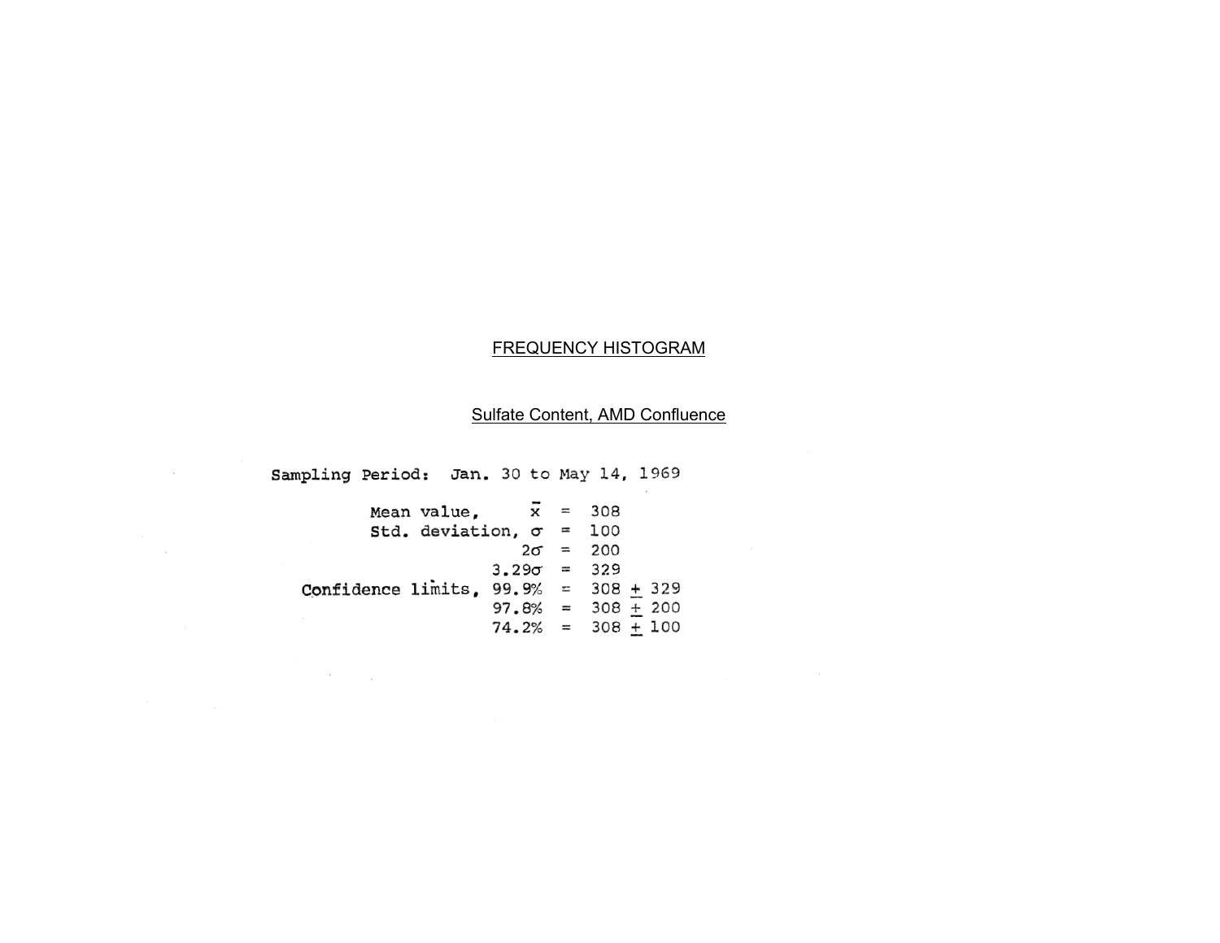# FREQUENCY HISTOGRAM

## Sulfate Content, AMD Confluence

Sampling Period: Jan. 30 to May 14, 1969

| | | | |
|---|---|---|---|
| Mean value, | $\bar{x}$ | = | 308 |
| Std. deviation, | $\sigma$ | = | 100 |
| | $2\sigma$ | = | 200 |
| | $3.29\sigma$ | = | 329 |
| Confidence limits, | 99.9% | = | $308 \pm 329$ |
| | 97.8% | = | $308 \pm 200$ |
| | 74.2% | = | $308 \pm 100$ |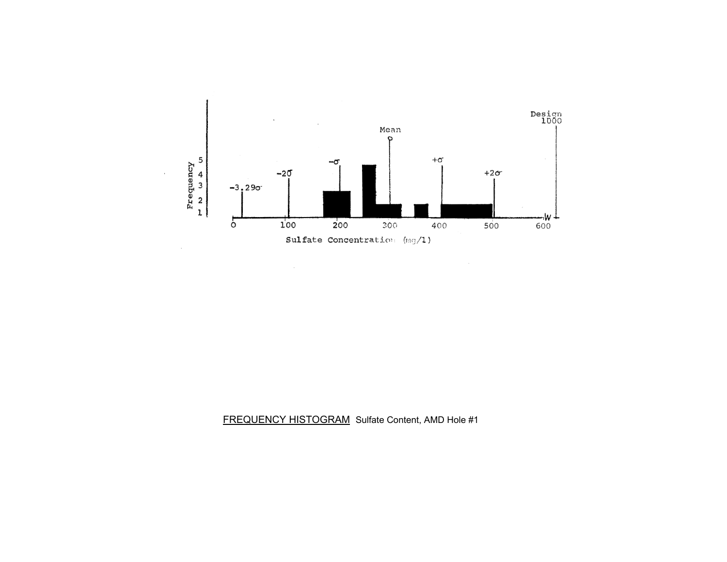FREQUENCY HISTOGRAM Sulfate Content, AMD Hole #1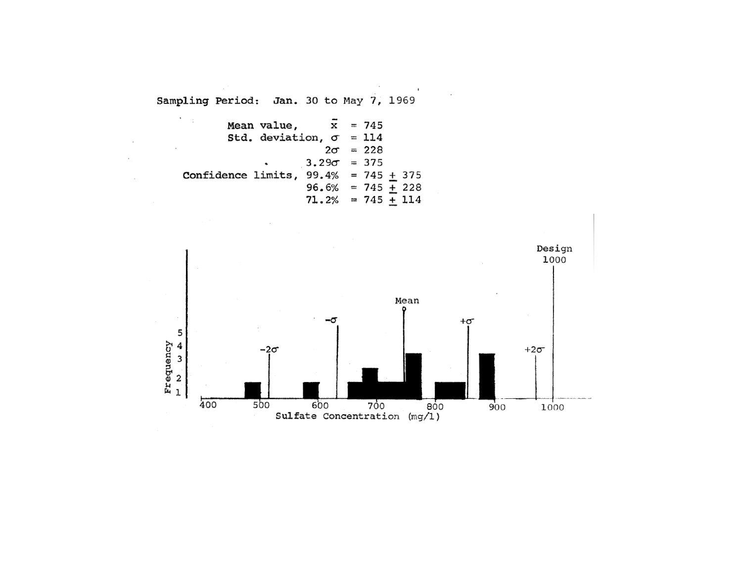Sampling Period: Jan. 30 to May 7, 1969

| | | |
|---|---|---|
| Mean value, | $\bar{x}$ | = 745 |
| Std. deviation, | $\sigma$ | = 114 |
| | $2\sigma$ | = 228 |
| | $3.29\sigma$ | = 375 |
| Confidence limits, | 99.4% | = 745 $\pm$ 375 |
| | 96.6% | = 745 $\pm$ 228 |
| | 71.2% | = 745 $\pm$ 114 |

Frequency

Sulfate Concentration (mg/l)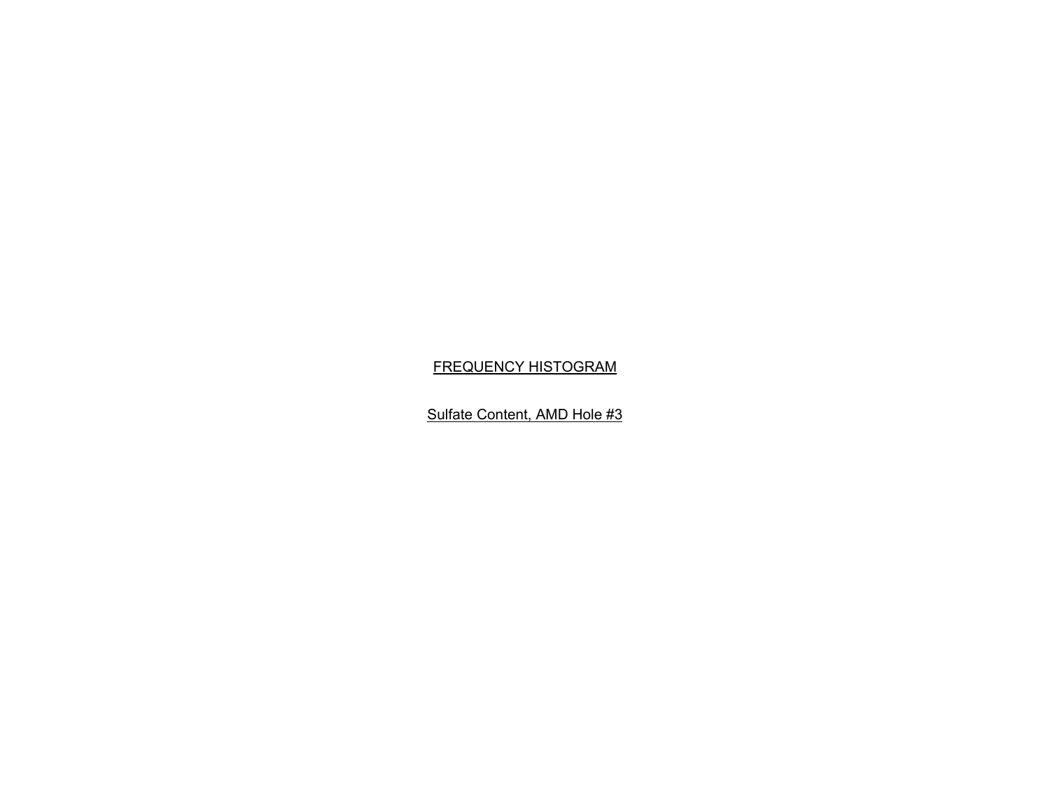FREQUENCY HISTOGRAM

Sulfate Content, AMD Hole #3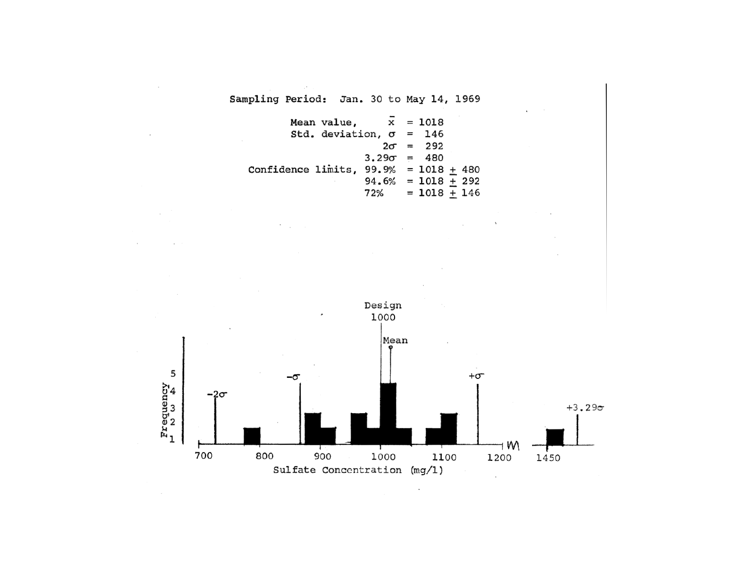Sampling Period: Jan. 30 to May 14, 1969

| | |
|---|---|
| Mean value, $\bar{x}$ | = 1018 |
| Std. deviation, $\sigma$ | = 146 |
| $2\sigma$ | = 292 |
| $3.29\sigma$ | = 480 |
| Confidence limits, 99.9% | = 1018 $\pm$ 480 |
| 94.6% | = 1018 $\pm$ 292 |
| 72% | = 1018 $\pm$ 146 |

Design 1000

Mean

$-2\sigma$ $-\sigma$ $+\sigma$ $+3.29\sigma$

Frequency

Sulfate Concentration (mg/l)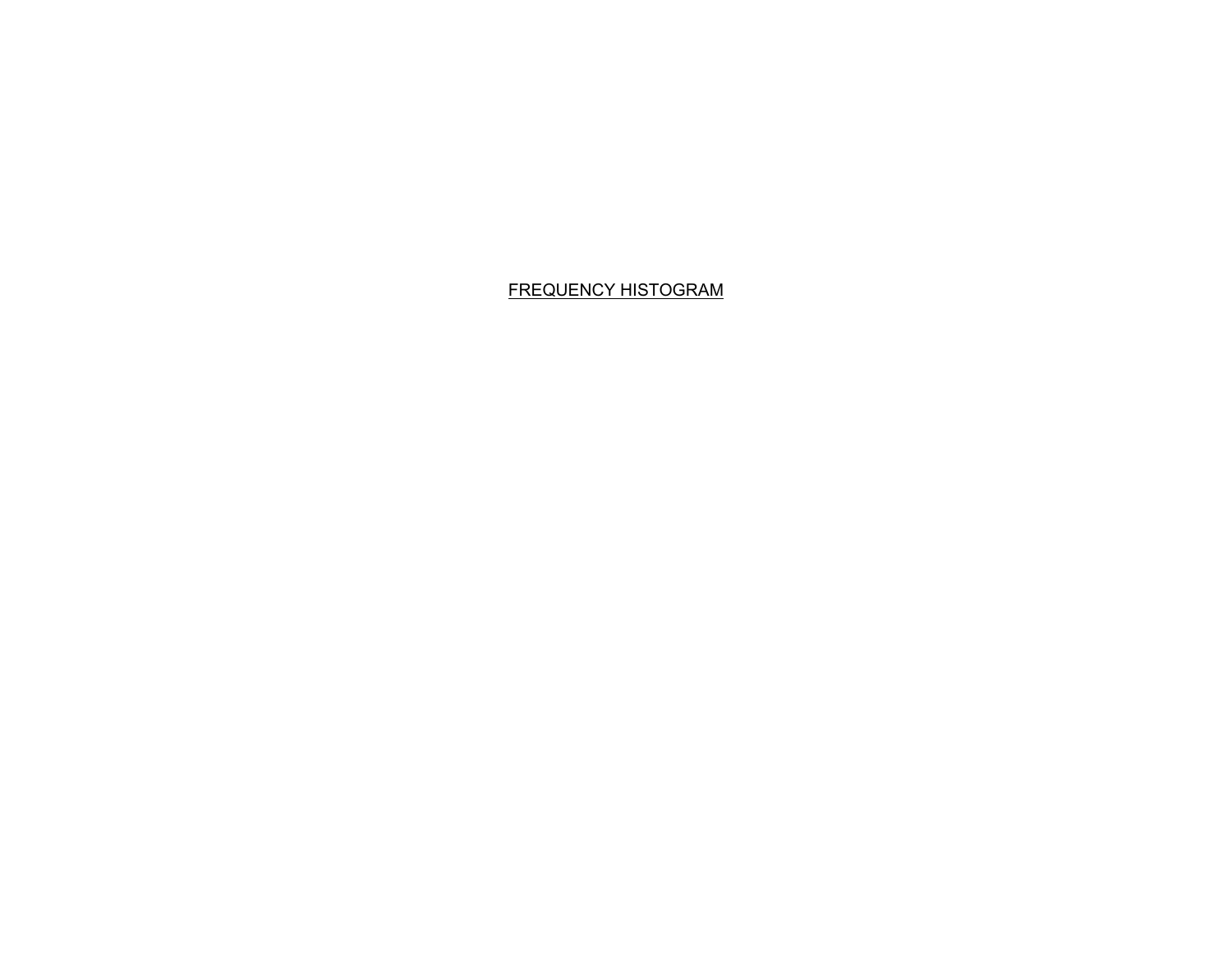FREQUENCY HISTOGRAM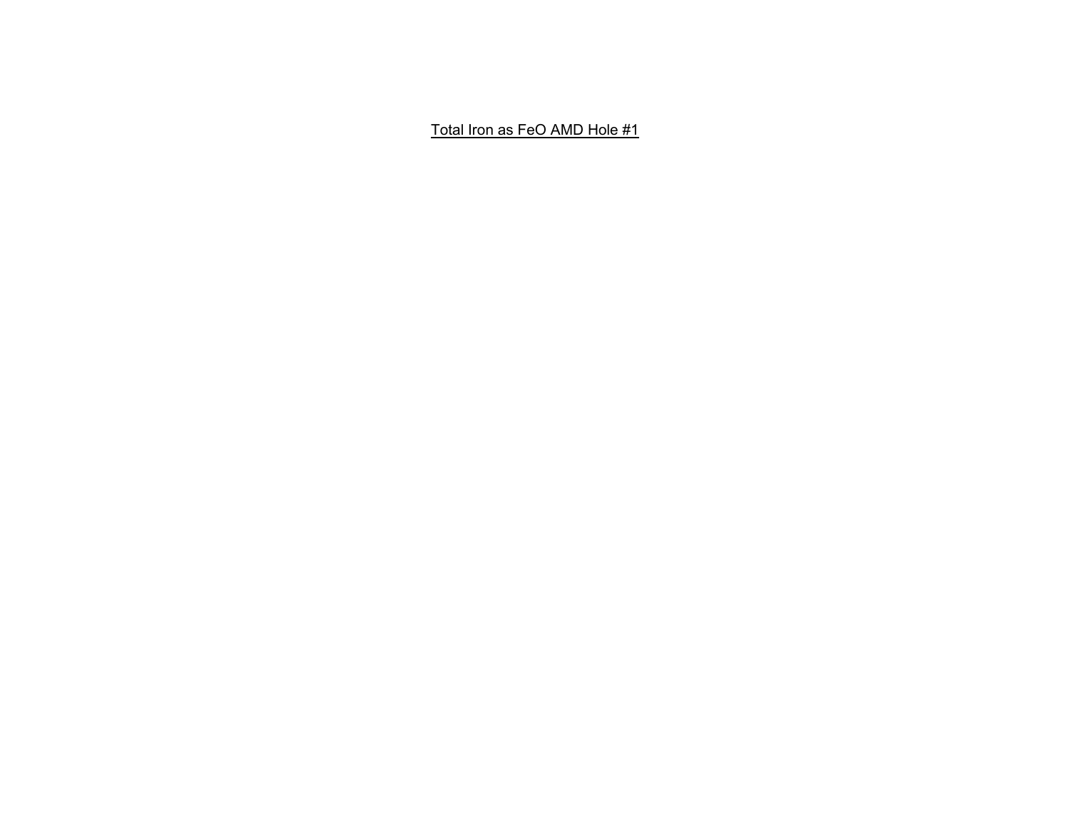Total Iron as FeO AMD Hole #1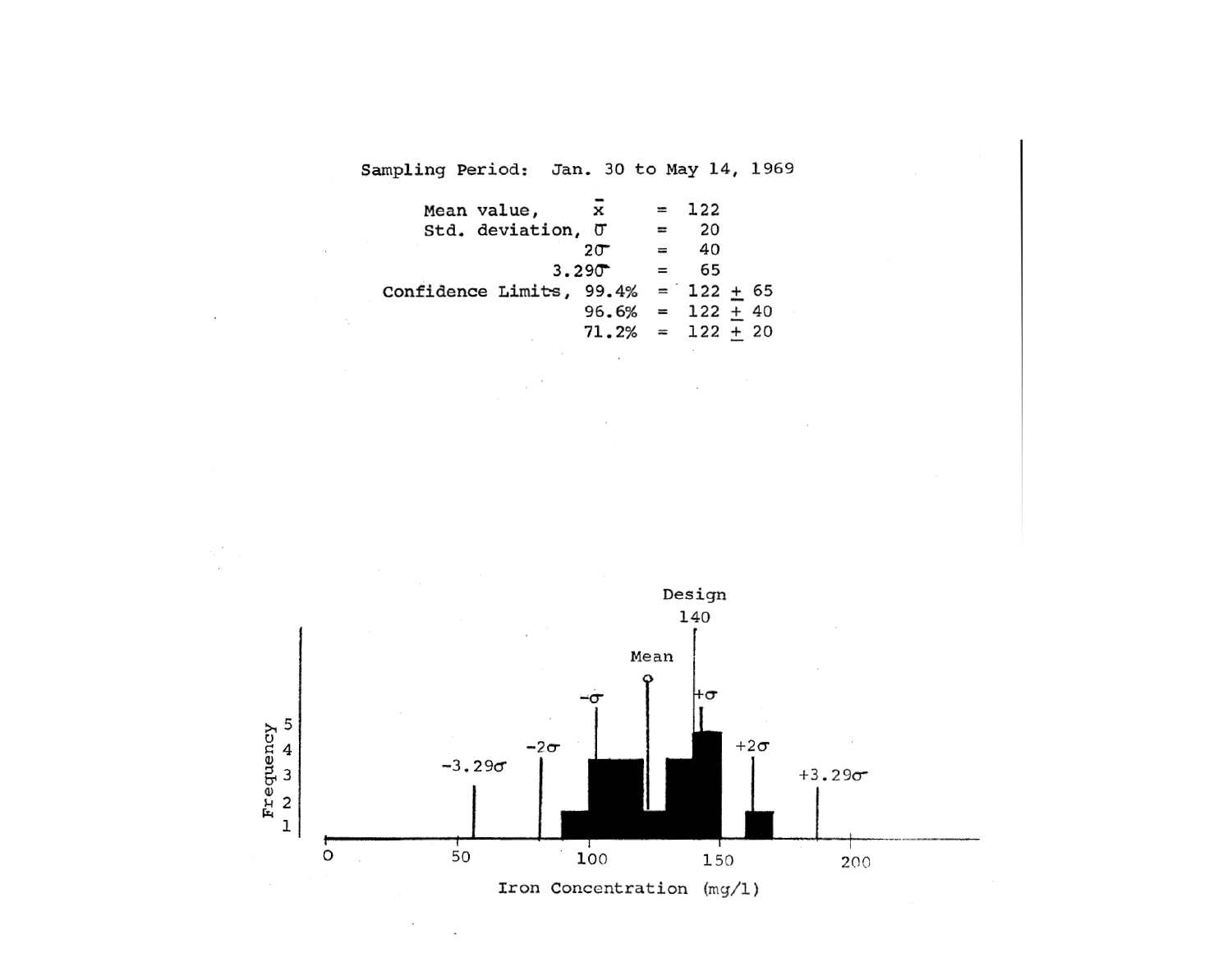Sampling Period: Jan. 30 to May 14, 1969

| | | |
|---|---|---|
| Mean value, $\bar{x}$ | = | 122 |
| Std. deviation, $\sigma$ | = | 20 |
| $2\sigma$ | = | 40 |
| $3.29\sigma$ | = | 65 |
| Confidence Limits, 99.4% | = | $122 \pm 65$ |
| 96.6% | = | $122 \pm 40$ |
| 71.2% | = | $122 \pm 20$ |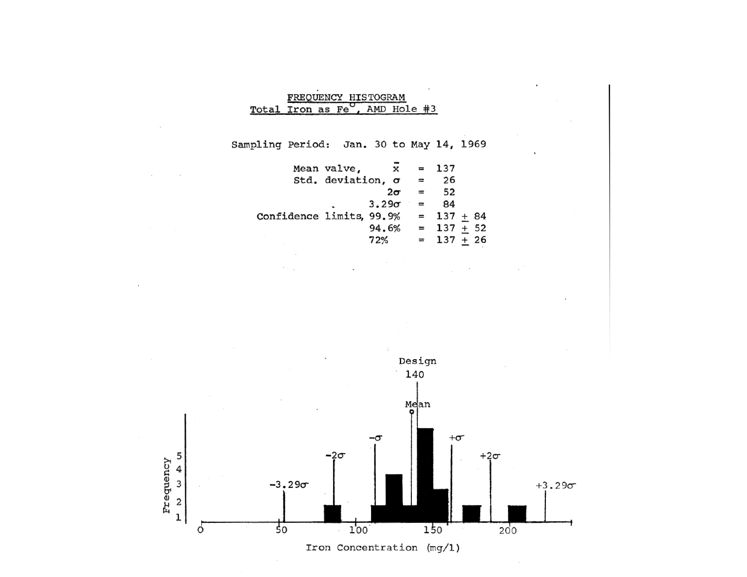# FREQUENCY HISTOGRAM
## Total Iron as $Fe^{o}$, AMD Hole #3

Sampling Period: Jan. 30 to May 14, 1969

| | | |
|---|---|---|
| Mean valve, $\bar{x}$ | = | 137 |
| Std. deviation, $\sigma$ | = | 26 |
| $2\sigma$ | = | 52 |
| $3.29\sigma$ | = | 84 |
| Confidence limits, 99.9% | = | 137 $\pm$ 84 |
| 94.6% | = | 137 $\pm$ 52 |
| 72% | = | 137 $\pm$ 26 |

Design 140

Mean

$-3.29\sigma$ $-2\sigma$ $-\sigma$ $+\sigma$ $+2\sigma$ $+3.29\sigma$

Frequency

Iron Concentration (mg/l)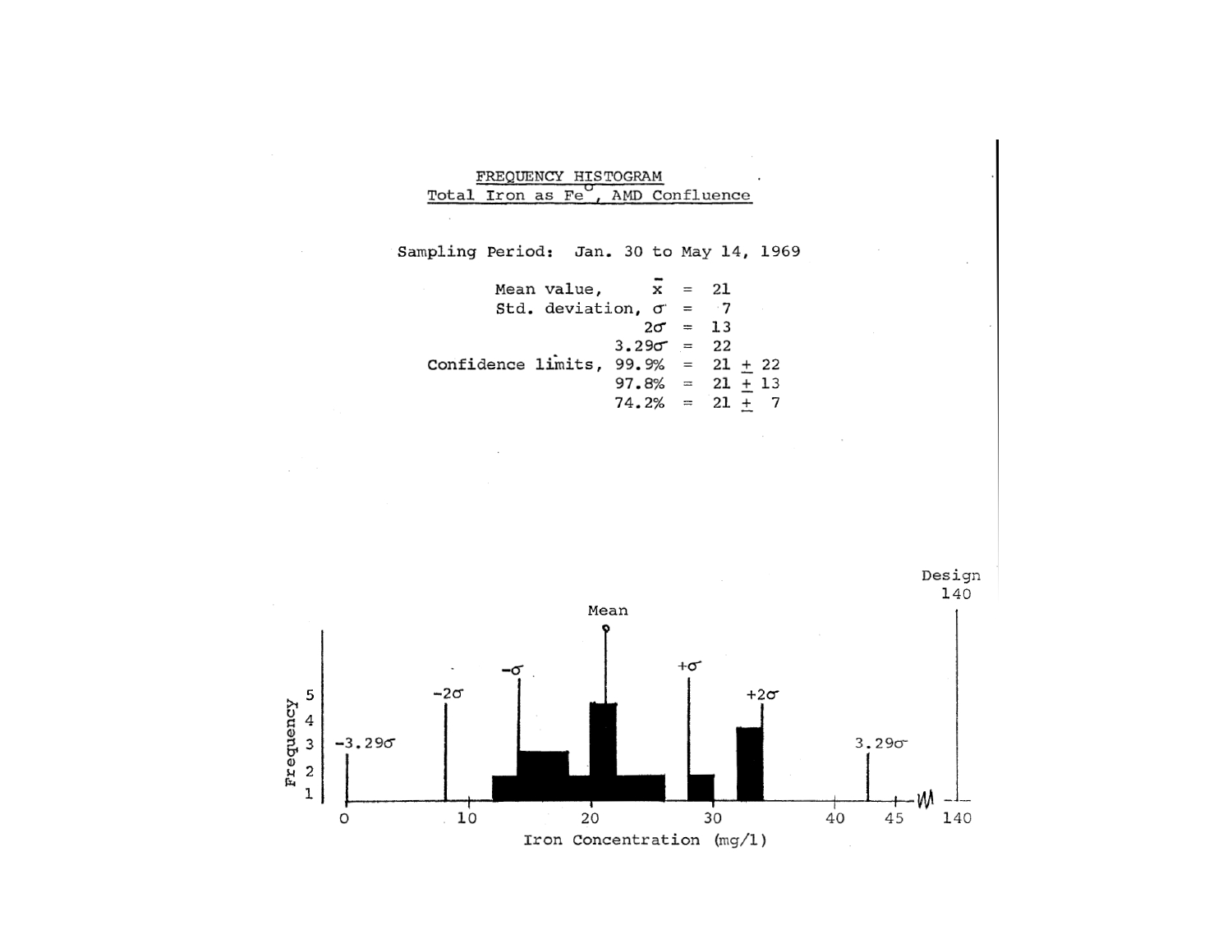## FREQUENCY HISTOGRAM
## Total Iron as Fe$^{o}$, AMD Confluence

Sampling Period: Jan. 30 to May 14, 1969

| | | |
|---|---|---|
| Mean value, | $\bar{x}$ = | 21 |
| Std. deviation, | $\sigma$ = | 7 |
| | $2\sigma$ = | 13 |
| | $3.29\sigma$ = | 22 |
| Confidence limits, | 99.9% = | 21 $\pm$ 22 |
| | 97.8% = | 21 $\pm$ 13 |
| | 74.2% = | 21 $\pm$ 7 |

Frequency

Iron Concentration (mg/l)

Mean, $-\sigma$, $+\sigma$, $-2\sigma$, $+2\sigma$, $-3.29\sigma$, $3.29\sigma$, Design 140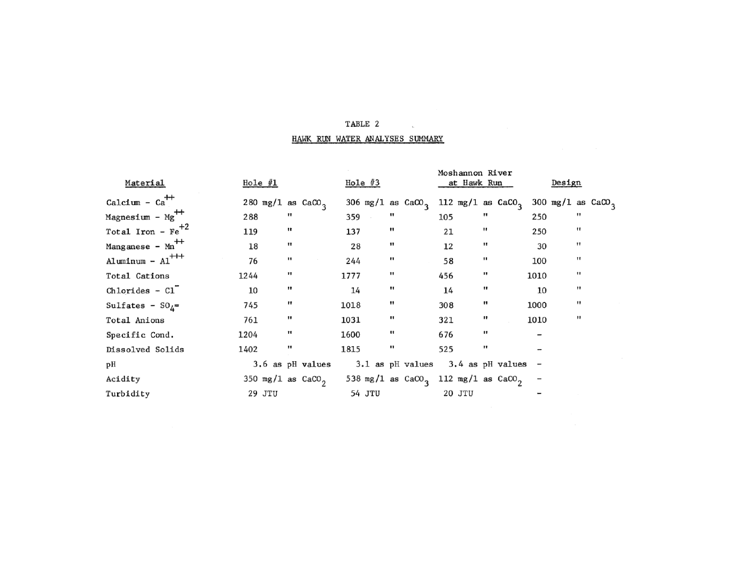TABLE 2

HAWK RUN WATER ANALYSES SUMMARY

| Material | Hole #1 | Hole #3 | Moshannon River at Hawk Run | Design |
|---|---|---|---|---|
| Calcium - $Ca^{++}$ | 280 mg/l as $CaCO_3$ | 306 mg/l as $CaCO_3$ | 112 mg/l as $CaCO_3$ | 300 mg/l as $CaCO_3$ |
| Magnesium - $Mg^{++}$ | 288 " | 359 " | 105 " | 250 " |
| Total Iron - $Fe^{+2}$ | 119 " | 137 " | 21 " | 250 " |
| Manganese - $Mn^{++}$ | 18 " | 28 " | 12 " | 30 " |
| Aluminum - $Al^{+++}$ | 76 " | 244 " | 58 " | 100 " |
| Total Cations | 1244 " | 1777 " | 456 " | 1010 " |
| Chlorides - $Cl^{-}$ | 10 " | 14 " | 14 " | 10 " |
| Sulfates - $SO_4^{=}$ | 745 " | 1018 " | 308 " | 1000 " |
| Total Anions | 761 " | 1031 " | 321 " | 1010 " |
| Specific Cond. | 1204 " | 1600 " | 676 " | - |
| Dissolved Solids | 1402 " | 1815 " | 525 " | - |
| pH | 3.6 as pH values | 3.1 as pH values | 3.4 as pH values | - |
| Acidity | 350 mg/l as $CaCO_2$ | 538 mg/l as $CaCO_3$ | 112 mg/l as $CaCO_2$ | - |
| Turbidity | 29 JTU | 54 JTU | 20 JTU | - |